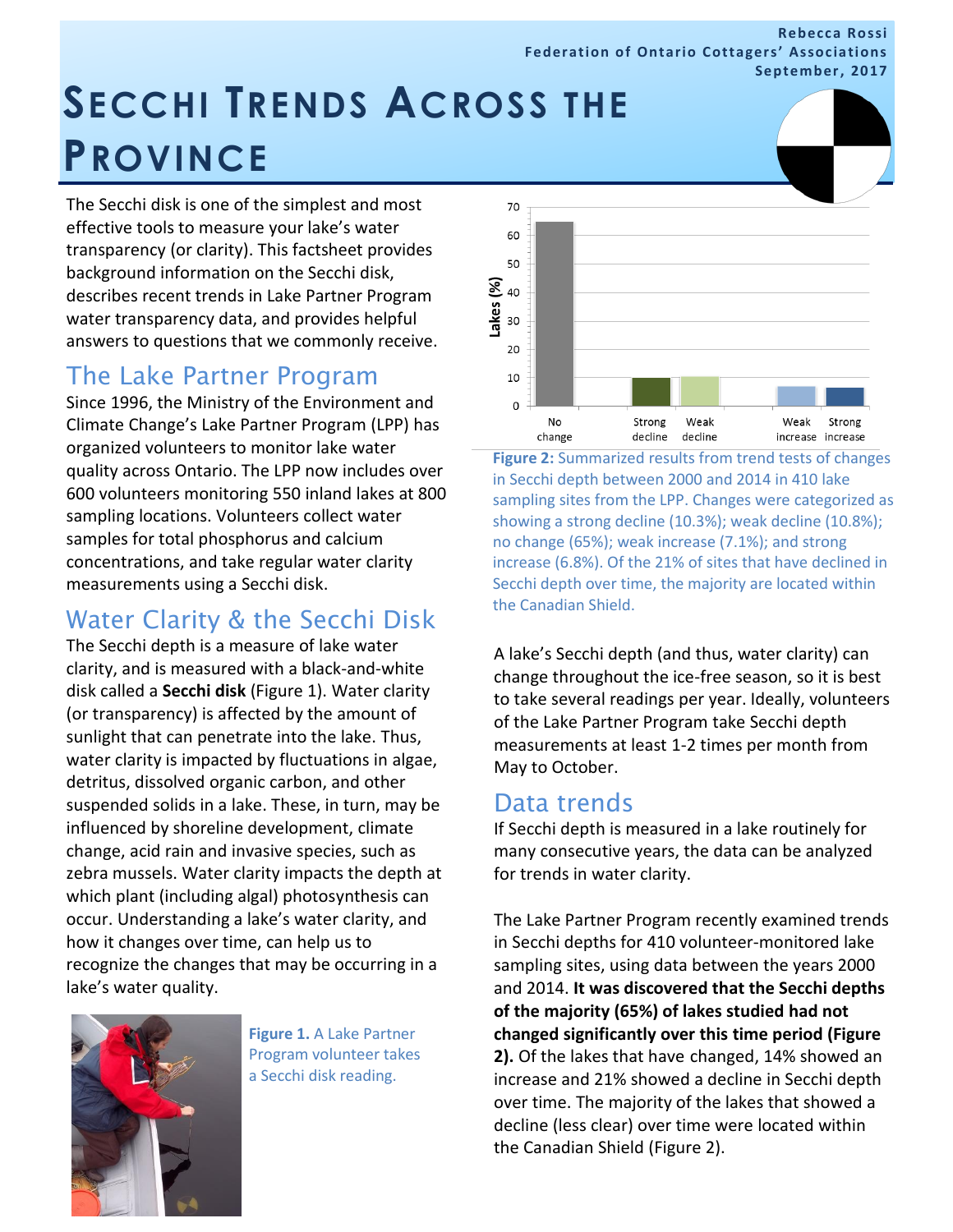Rebecca Rossi
Federation of Ontario Cottagers' Associations
September, 2017

# Secchi Trends Across the Province

The Secchi disk is one of the simplest and most effective tools to measure your lake's water transparency (or clarity). This factsheet provides background information on the Secchi disk, describes recent trends in Lake Partner Program water transparency data, and provides helpful answers to questions that we commonly receive.

## The Lake Partner Program

Since 1996, the Ministry of the Environment and Climate Change's Lake Partner Program (LPP) has organized volunteers to monitor lake water quality across Ontario. The LPP now includes over 600 volunteers monitoring 550 inland lakes at 800 sampling locations. Volunteers collect water samples for total phosphorus and calcium concentrations, and take regular water clarity measurements using a Secchi disk.

## Water Clarity & the Secchi Disk

The Secchi depth is a measure of lake water clarity, and is measured with a black-and-white disk called a **Secchi disk** (Figure 1). Water clarity (or transparency) is affected by the amount of sunlight that can penetrate into the lake. Thus, water clarity is impacted by fluctuations in algae, detritus, dissolved organic carbon, and other suspended solids in a lake. These, in turn, may be influenced by shoreline development, climate change, acid rain and invasive species, such as zebra mussels. Water clarity impacts the depth at which plant (including algal) photosynthesis can occur. Understanding a lake's water clarity, and how it changes over time, can help us to recognize the changes that may be occurring in a lake's water quality.

**Figure 1.** A Lake Partner Program volunteer takes a Secchi disk reading.

**Figure 2:** Summarized results from trend tests of changes in Secchi depth between 2000 and 2014 in 410 lake sampling sites from the LPP. Changes were categorized as showing a strong decline (10.3%); weak decline (10.8%); no change (65%); weak increase (7.1%); and strong increase (6.8%). Of the 21% of sites that have declined in Secchi depth over time, the majority are located within the Canadian Shield.

A lake's Secchi depth (and thus, water clarity) can change throughout the ice-free season, so it is best to take several readings per year. Ideally, volunteers of the Lake Partner Program take Secchi depth measurements at least 1-2 times per month from May to October.

## Data trends

If Secchi depth is measured in a lake routinely for many consecutive years, the data can be analyzed for trends in water clarity.

The Lake Partner Program recently examined trends in Secchi depths for 410 volunteer-monitored lake sampling sites, using data between the years 2000 and 2014. **It was discovered that the Secchi depths of the majority (65%) of lakes studied had not changed significantly over this time period (Figure 2).** Of the lakes that have changed, 14% showed an increase and 21% showed a decline in Secchi depth over time. The majority of the lakes that showed a decline (less clear) over time were located within the Canadian Shield (Figure 2).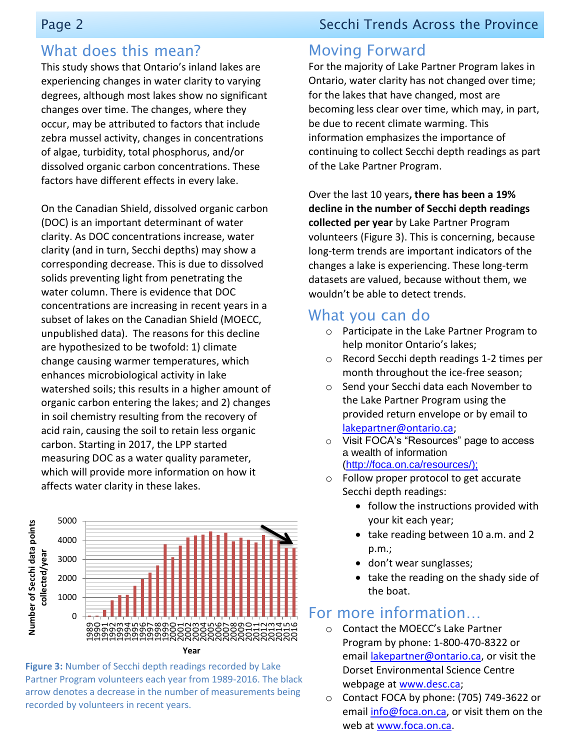## What does this mean?

This study shows that Ontario's inland lakes are experiencing changes in water clarity to varying degrees, although most lakes show no significant changes over time. The changes, where they occur, may be attributed to factors that include zebra mussel activity, changes in concentrations of algae, turbidity, total phosphorus, and/or dissolved organic carbon concentrations. These factors have different effects in every lake.

On the Canadian Shield, dissolved organic carbon (DOC) is an important determinant of water clarity. As DOC concentrations increase, water clarity (and in turn, Secchi depths) may show a corresponding decrease. This is due to dissolved solids preventing light from penetrating the water column. There is evidence that DOC concentrations are increasing in recent years in a subset of lakes on the Canadian Shield (MOECC, unpublished data). The reasons for this decline are hypothesized to be twofold: 1) climate change causing warmer temperatures, which enhances microbiological activity in lake watershed soils; this results in a higher amount of organic carbon entering the lakes; and 2) changes in soil chemistry resulting from the recovery of acid rain, causing the soil to retain less organic carbon. Starting in 2017, the LPP started measuring DOC as a water quality parameter, which will provide more information on how it affects water clarity in these lakes.

Number of Secchi data points collected/year
5000
4000
3000
2000
1000
0
1989 1990 1991 1992 1993 1994 1995 1996 1997 1998 1999 2000 2001 2002 2003 2004 2005 2006 2007 2008 2009 2010 2011 2012 2013 2014 2015 2016
Year

**Figure 3:** Number of Secchi depth readings recorded by Lake Partner Program volunteers each year from 1989-2016. The black arrow denotes a decrease in the number of measurements being recorded by volunteers in recent years.

## Moving Forward

For the majority of Lake Partner Program lakes in Ontario, water clarity has not changed over time; for the lakes that have changed, most are becoming less clear over time, which may, in part, be due to recent climate warming. This information emphasizes the importance of continuing to collect Secchi depth readings as part of the Lake Partner Program.

Over the last 10 years**, there has been a 19% decline in the number of Secchi depth readings collected per year** by Lake Partner Program volunteers (Figure 3). This is concerning, because long-term trends are important indicators of the changes a lake is experiencing. These long-term datasets are valued, because without them, we wouldn't be able to detect trends.

## What you can do

- Participate in the Lake Partner Program to help monitor Ontario's lakes;
- Record Secchi depth readings 1-2 times per month throughout the ice-free season;
- Send your Secchi data each November to the Lake Partner Program using the provided return envelope or by email to lakepartner@ontario.ca;
- Visit FOCA's "Resources" page to access a wealth of information (http://foca.on.ca/resources/);
- Follow proper protocol to get accurate Secchi depth readings:
  - follow the instructions provided with your kit each year;
  - take reading between 10 a.m. and 2 p.m.;
  - don't wear sunglasses;
  - take the reading on the shady side of the boat.

## For more information…

- Contact the MOECC's Lake Partner Program by phone: 1-800-470-8322 or email lakepartner@ontario.ca, or visit the Dorset Environmental Science Centre webpage at www.desc.ca;
- Contact FOCA by phone: (705) 749-3622 or email info@foca.on.ca, or visit them on the web at www.foca.on.ca.